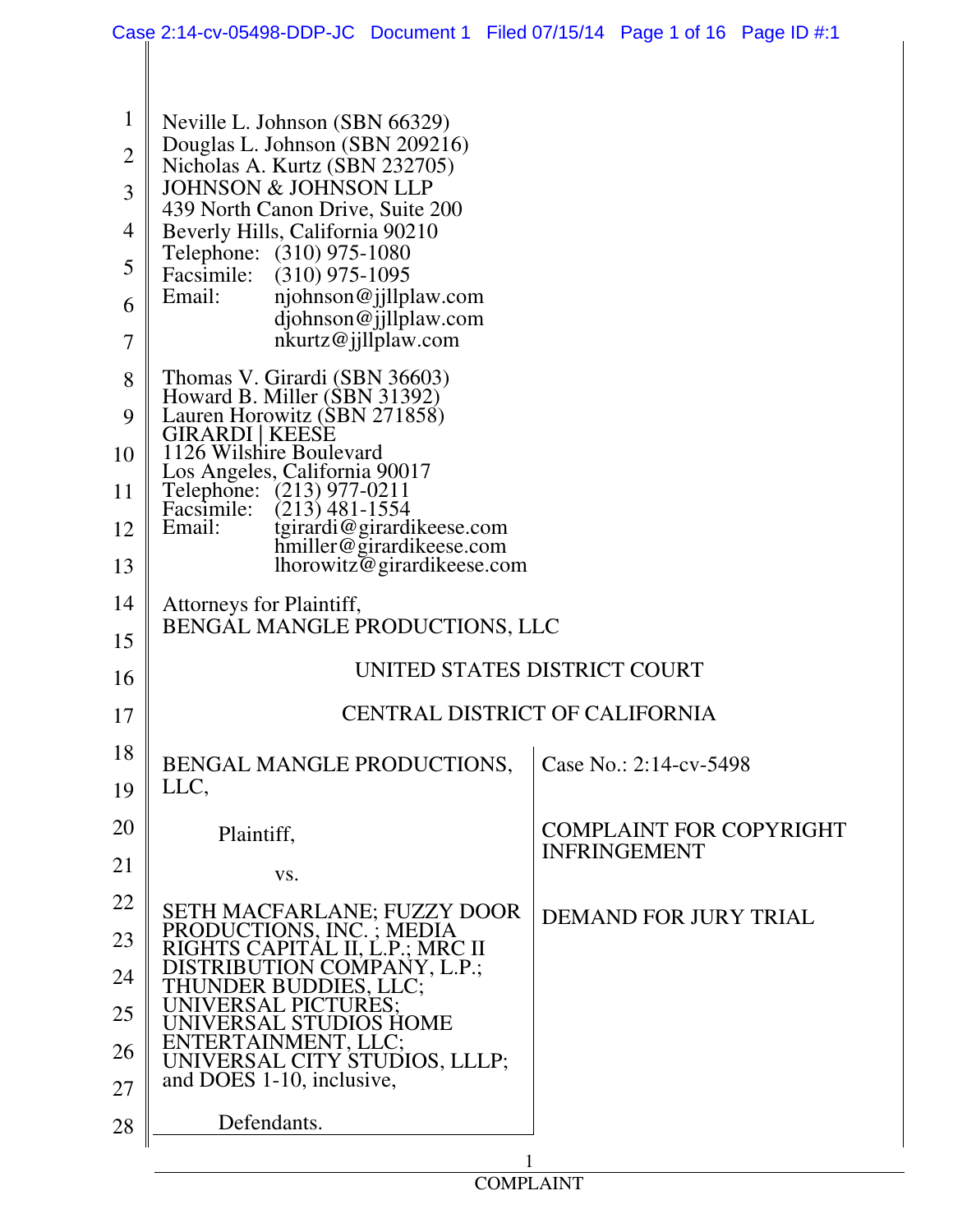Neville L. Johnson (SBN 66329)
Douglas L. Johnson (SBN 209216)
Nicholas A. Kurtz (SBN 232705)
JOHNSON & JOHNSON LLP
439 North Canon Drive, Suite 200
Beverly Hills, California 90210
Telephone: (310) 975-1080
Facsimile: (310) 975-1095
Email: njohnson@jjllplaw.com
djohnson@jjllplaw.com
nkurtz@jjllplaw.com

Thomas V. Girardi (SBN 36603)
Howard B. Miller (SBN 31392)
Lauren Horowitz (SBN 271858)
GIRARDI | KEESE
1126 Wilshire Boulevard
Los Angeles, California 90017
Telephone: (213) 977-0211
Facsimile: (213) 481-1554
Email: tgirardi@girardikeese.com
hmiller@girardikeese.com
lhorowitz@girardikeese.com

Attorneys for Plaintiff,
BENGAL MANGLE PRODUCTIONS, LLC

UNITED STATES DISTRICT COURT

CENTRAL DISTRICT OF CALIFORNIA

| | |
|---|---|
| BENGAL MANGLE PRODUCTIONS, LLC,<br><br>Plaintiff,<br><br>vs.<br><br>SETH MACFARLANE; FUZZY DOOR PRODUCTIONS, INC. ; MEDIA RIGHTS CAPITAL II, L.P.; MRC II DISTRIBUTION COMPANY, L.P.; THUNDER BUDDIES, LLC; UNIVERSAL PICTURES; UNIVERSAL STUDIOS HOME ENTERTAINMENT, LLC; UNIVERSAL CITY STUDIOS, LLLP; and DOES 1-10, inclusive,<br><br>Defendants. | Case No.: 2:14-cv-5498<br><br>COMPLAINT FOR COPYRIGHT INFRINGEMENT<br><br>DEMAND FOR JURY TRIAL |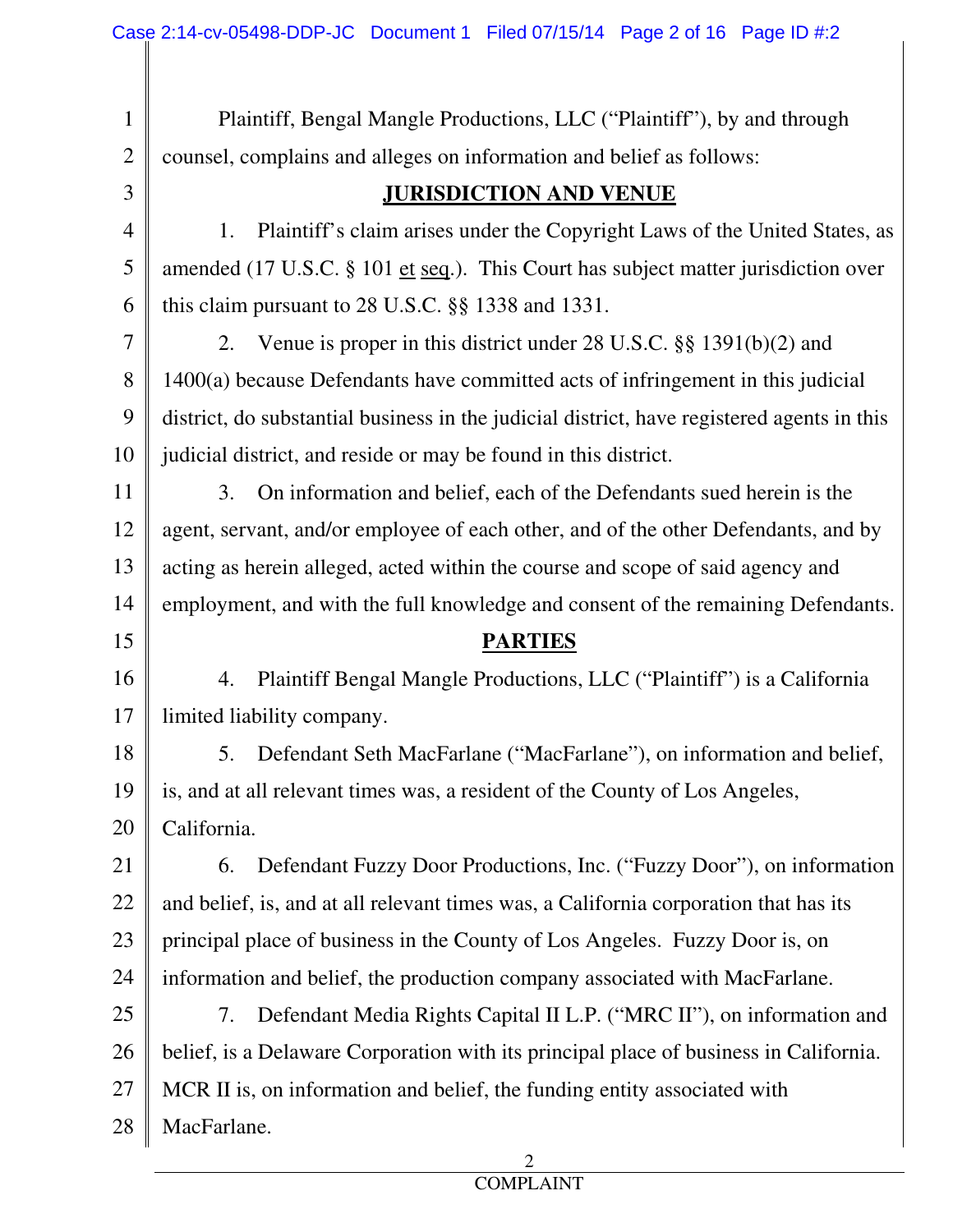Plaintiff, Bengal Mangle Productions, LLC ("Plaintiff"), by and through counsel, complains and alleges on information and belief as follows:

## JURISDICTION AND VENUE

1. Plaintiff's claim arises under the Copyright Laws of the United States, as amended (17 U.S.C. § 101 et seq.). This Court has subject matter jurisdiction over this claim pursuant to 28 U.S.C. §§ 1338 and 1331.

2. Venue is proper in this district under 28 U.S.C. §§ 1391(b)(2) and 1400(a) because Defendants have committed acts of infringement in this judicial district, do substantial business in the judicial district, have registered agents in this judicial district, and reside or may be found in this district.

3. On information and belief, each of the Defendants sued herein is the agent, servant, and/or employee of each other, and of the other Defendants, and by acting as herein alleged, acted within the course and scope of said agency and employment, and with the full knowledge and consent of the remaining Defendants.

## PARTIES

4. Plaintiff Bengal Mangle Productions, LLC ("Plaintiff") is a California limited liability company.

5. Defendant Seth MacFarlane ("MacFarlane"), on information and belief, is, and at all relevant times was, a resident of the County of Los Angeles, California.

6. Defendant Fuzzy Door Productions, Inc. ("Fuzzy Door"), on information and belief, is, and at all relevant times was, a California corporation that has its principal place of business in the County of Los Angeles. Fuzzy Door is, on information and belief, the production company associated with MacFarlane.

7. Defendant Media Rights Capital II L.P. ("MRC II"), on information and belief, is a Delaware Corporation with its principal place of business in California. MCR II is, on information and belief, the funding entity associated with MacFarlane.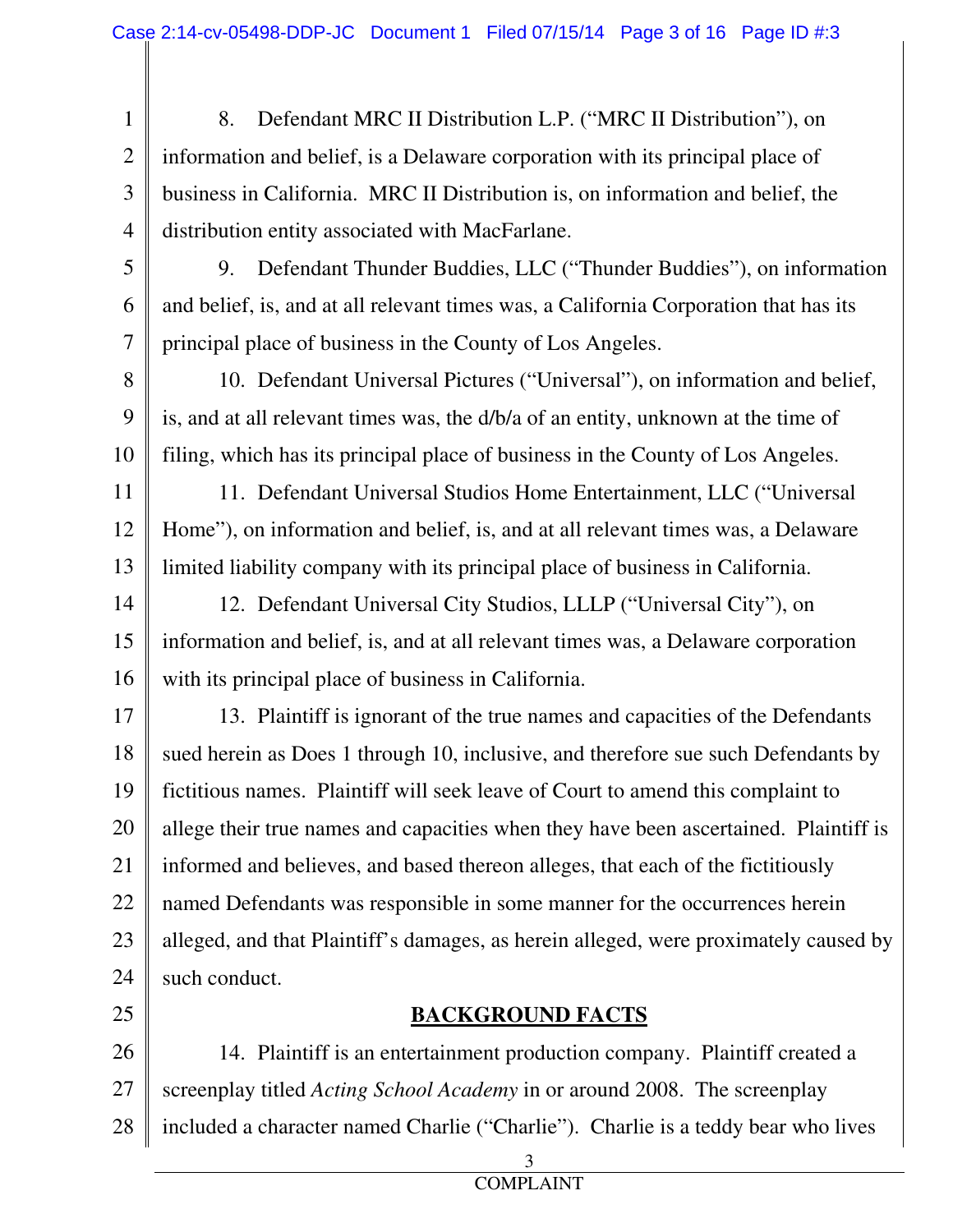8. Defendant MRC II Distribution L.P. ("MRC II Distribution"), on information and belief, is a Delaware corporation with its principal place of business in California. MRC II Distribution is, on information and belief, the distribution entity associated with MacFarlane.

9. Defendant Thunder Buddies, LLC ("Thunder Buddies"), on information and belief, is, and at all relevant times was, a California Corporation that has its principal place of business in the County of Los Angeles.

10. Defendant Universal Pictures ("Universal"), on information and belief, is, and at all relevant times was, the d/b/a of an entity, unknown at the time of filing, which has its principal place of business in the County of Los Angeles.

11. Defendant Universal Studios Home Entertainment, LLC ("Universal Home"), on information and belief, is, and at all relevant times was, a Delaware limited liability company with its principal place of business in California.

12. Defendant Universal City Studios, LLLP ("Universal City"), on information and belief, is, and at all relevant times was, a Delaware corporation with its principal place of business in California.

13. Plaintiff is ignorant of the true names and capacities of the Defendants sued herein as Does 1 through 10, inclusive, and therefore sue such Defendants by fictitious names. Plaintiff will seek leave of Court to amend this complaint to allege their true names and capacities when they have been ascertained. Plaintiff is informed and believes, and based thereon alleges, that each of the fictitiously named Defendants was responsible in some manner for the occurrences herein alleged, and that Plaintiff's damages, as herein alleged, were proximately caused by such conduct.

## BACKGROUND FACTS

14. Plaintiff is an entertainment production company. Plaintiff created a screenplay titled *Acting School Academy* in or around 2008. The screenplay included a character named Charlie ("Charlie"). Charlie is a teddy bear who lives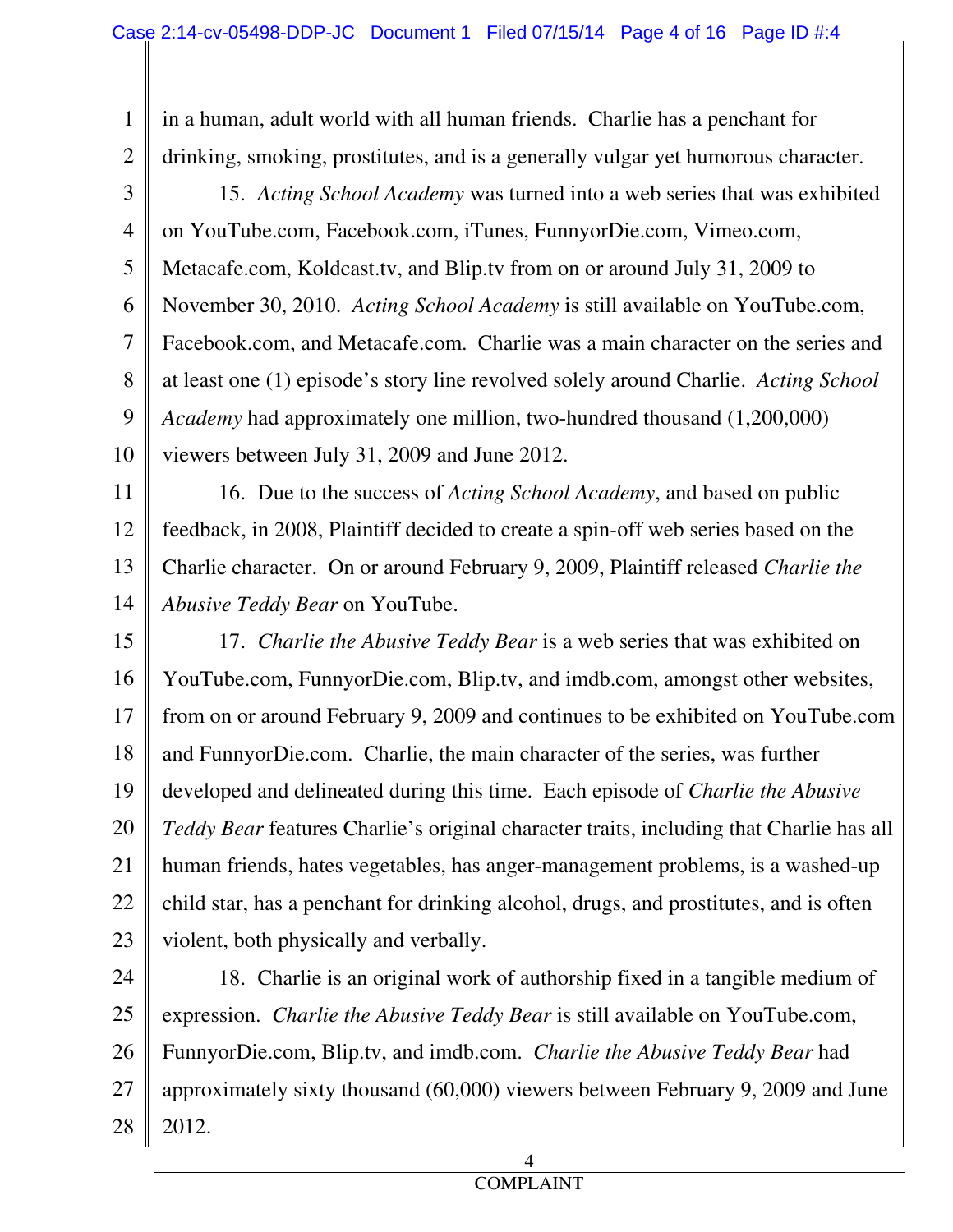in a human, adult world with all human friends. Charlie has a penchant for drinking, smoking, prostitutes, and is a generally vulgar yet humorous character.

15. *Acting School Academy* was turned into a web series that was exhibited on YouTube.com, Facebook.com, iTunes, FunnyorDie.com, Vimeo.com, Metacafe.com, Koldcast.tv, and Blip.tv from on or around July 31, 2009 to November 30, 2010. *Acting School Academy* is still available on YouTube.com, Facebook.com, and Metacafe.com. Charlie was a main character on the series and at least one (1) episode's story line revolved solely around Charlie. *Acting School Academy* had approximately one million, two-hundred thousand (1,200,000) viewers between July 31, 2009 and June 2012.

16. Due to the success of *Acting School Academy*, and based on public feedback, in 2008, Plaintiff decided to create a spin-off web series based on the Charlie character. On or around February 9, 2009, Plaintiff released *Charlie the Abusive Teddy Bear* on YouTube.

17. *Charlie the Abusive Teddy Bear* is a web series that was exhibited on YouTube.com, FunnyorDie.com, Blip.tv, and imdb.com, amongst other websites, from on or around February 9, 2009 and continues to be exhibited on YouTube.com and FunnyorDie.com. Charlie, the main character of the series, was further developed and delineated during this time. Each episode of *Charlie the Abusive Teddy Bear* features Charlie's original character traits, including that Charlie has all human friends, hates vegetables, has anger-management problems, is a washed-up child star, has a penchant for drinking alcohol, drugs, and prostitutes, and is often violent, both physically and verbally.

18. Charlie is an original work of authorship fixed in a tangible medium of expression. *Charlie the Abusive Teddy Bear* is still available on YouTube.com, FunnyorDie.com, Blip.tv, and imdb.com. *Charlie the Abusive Teddy Bear* had approximately sixty thousand (60,000) viewers between February 9, 2009 and June 2012.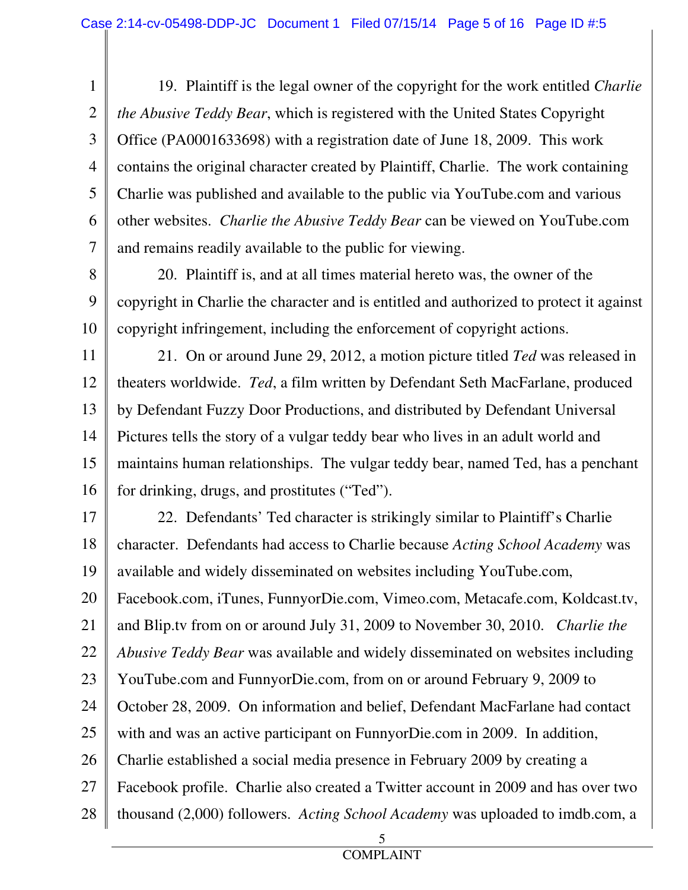19. Plaintiff is the legal owner of the copyright for the work entitled *Charlie the Abusive Teddy Bear*, which is registered with the United States Copyright Office (PA0001633698) with a registration date of June 18, 2009. This work contains the original character created by Plaintiff, Charlie. The work containing Charlie was published and available to the public via YouTube.com and various other websites. *Charlie the Abusive Teddy Bear* can be viewed on YouTube.com and remains readily available to the public for viewing.

20. Plaintiff is, and at all times material hereto was, the owner of the copyright in Charlie the character and is entitled and authorized to protect it against copyright infringement, including the enforcement of copyright actions.

21. On or around June 29, 2012, a motion picture titled *Ted* was released in theaters worldwide. *Ted*, a film written by Defendant Seth MacFarlane, produced by Defendant Fuzzy Door Productions, and distributed by Defendant Universal Pictures tells the story of a vulgar teddy bear who lives in an adult world and maintains human relationships. The vulgar teddy bear, named Ted, has a penchant for drinking, drugs, and prostitutes ("Ted").

22. Defendants' Ted character is strikingly similar to Plaintiff's Charlie character. Defendants had access to Charlie because *Acting School Academy* was available and widely disseminated on websites including YouTube.com, Facebook.com, iTunes, FunnyorDie.com, Vimeo.com, Metacafe.com, Koldcast.tv, and Blip.tv from on or around July 31, 2009 to November 30, 2010. *Charlie the Abusive Teddy Bear* was available and widely disseminated on websites including YouTube.com and FunnyorDie.com, from on or around February 9, 2009 to October 28, 2009. On information and belief, Defendant MacFarlane had contact with and was an active participant on FunnyorDie.com in 2009. In addition, Charlie established a social media presence in February 2009 by creating a Facebook profile. Charlie also created a Twitter account in 2009 and has over two thousand (2,000) followers. *Acting School Academy* was uploaded to imdb.com, a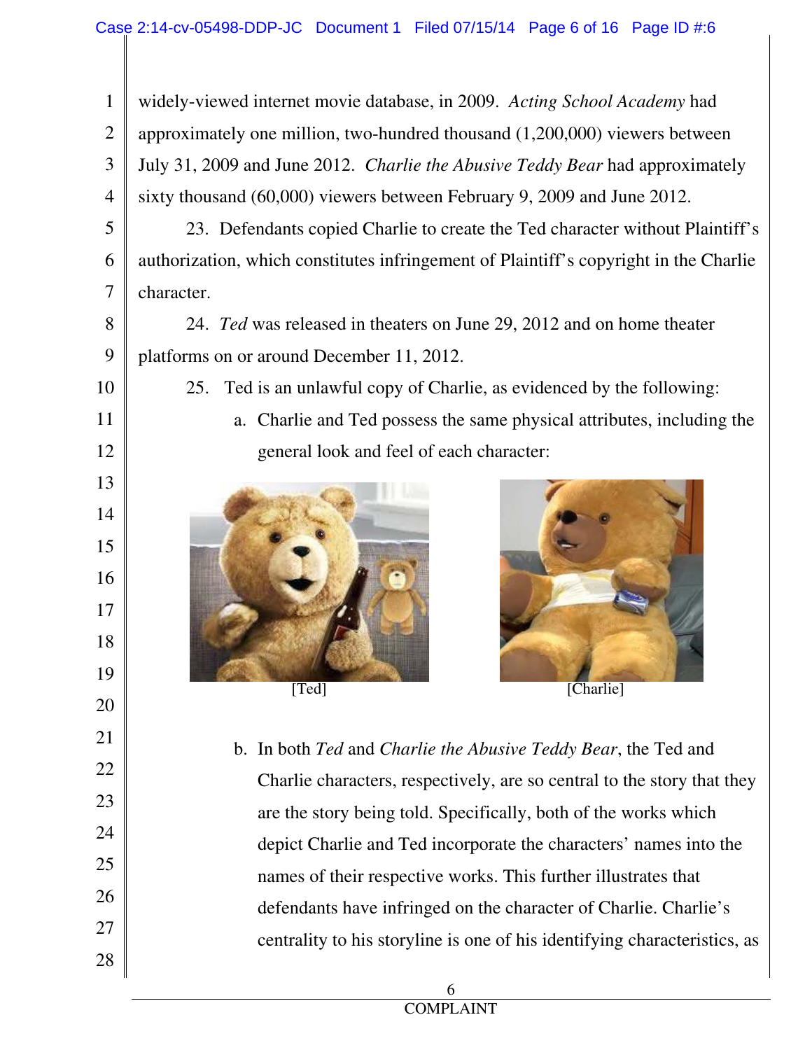widely-viewed internet movie database, in 2009. *Acting School Academy* had approximately one million, two-hundred thousand (1,200,000) viewers between July 31, 2009 and June 2012. *Charlie the Abusive Teddy Bear* had approximately sixty thousand (60,000) viewers between February 9, 2009 and June 2012.

23. Defendants copied Charlie to create the Ted character without Plaintiff's authorization, which constitutes infringement of Plaintiff's copyright in the Charlie character.

24. *Ted* was released in theaters on June 29, 2012 and on home theater platforms on or around December 11, 2012.

25. Ted is an unlawful copy of Charlie, as evidenced by the following:

a. Charlie and Ted possess the same physical attributes, including the general look and feel of each character:

[Ted]

[Charlie]

b. In both *Ted* and *Charlie the Abusive Teddy Bear*, the Ted and Charlie characters, respectively, are so central to the story that they are the story being told. Specifically, both of the works which depict Charlie and Ted incorporate the characters' names into the names of their respective works. This further illustrates that defendants have infringed on the character of Charlie. Charlie's centrality to his storyline is one of his identifying characteristics, as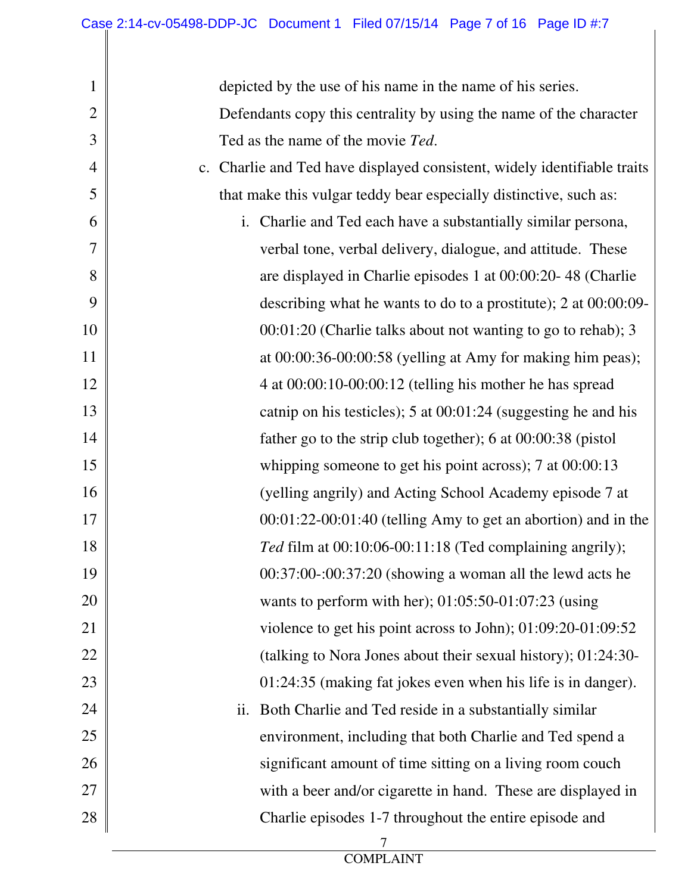depicted by the use of his name in the name of his series. Defendants copy this centrality by using the name of the character Ted as the name of the movie *Ted*.

c. Charlie and Ted have displayed consistent, widely identifiable traits that make this vulgar teddy bear especially distinctive, such as:

   i. Charlie and Ted each have a substantially similar persona, verbal tone, verbal delivery, dialogue, and attitude. These are displayed in Charlie episodes 1 at 00:00:20- 48 (Charlie describing what he wants to do to a prostitute); 2 at 00:00:09-00:01:20 (Charlie talks about not wanting to go to rehab); 3 at 00:00:36-00:00:58 (yelling at Amy for making him peas); 4 at 00:00:10-00:00:12 (telling his mother he has spread catnip on his testicles); 5 at 00:01:24 (suggesting he and his father go to the strip club together); 6 at 00:00:38 (pistol whipping someone to get his point across); 7 at 00:00:13 (yelling angrily) and Acting School Academy episode 7 at 00:01:22-00:01:40 (telling Amy to get an abortion) and in the *Ted* film at 00:10:06-00:11:18 (Ted complaining angrily); 00:37:00-:00:37:20 (showing a woman all the lewd acts he wants to perform with her); 01:05:50-01:07:23 (using violence to get his point across to John); 01:09:20-01:09:52 (talking to Nora Jones about their sexual history); 01:24:30-01:24:35 (making fat jokes even when his life is in danger).

   ii. Both Charlie and Ted reside in a substantially similar environment, including that both Charlie and Ted spend a significant amount of time sitting on a living room couch with a beer and/or cigarette in hand. These are displayed in Charlie episodes 1-7 throughout the entire episode and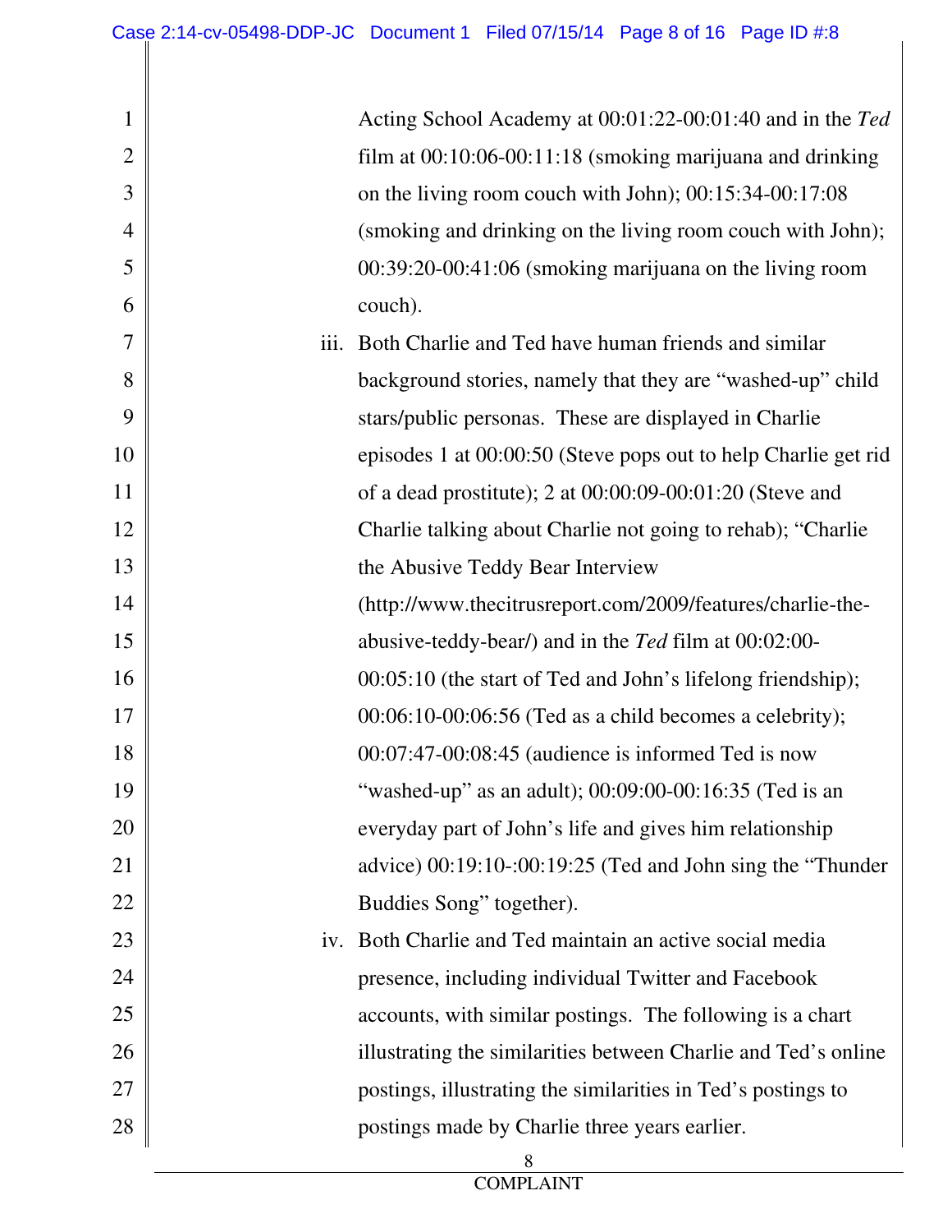Acting School Academy at 00:01:22-00:01:40 and in the *Ted* film at 00:10:06-00:11:18 (smoking marijuana and drinking on the living room couch with John); 00:15:34-00:17:08 (smoking and drinking on the living room couch with John); 00:39:20-00:41:06 (smoking marijuana on the living room couch).

iii. Both Charlie and Ted have human friends and similar background stories, namely that they are "washed-up" child stars/public personas. These are displayed in Charlie episodes 1 at 00:00:50 (Steve pops out to help Charlie get rid of a dead prostitute); 2 at 00:00:09-00:01:20 (Steve and Charlie talking about Charlie not going to rehab); "Charlie the Abusive Teddy Bear Interview (http://www.thecitrusreport.com/2009/features/charlie-the-abusive-teddy-bear/) and in the *Ted* film at 00:02:00-00:05:10 (the start of Ted and John's lifelong friendship); 00:06:10-00:06:56 (Ted as a child becomes a celebrity); 00:07:47-00:08:45 (audience is informed Ted is now "washed-up" as an adult); 00:09:00-00:16:35 (Ted is an everyday part of John's life and gives him relationship advice) 00:19:10-:00:19:25 (Ted and John sing the "Thunder Buddies Song" together).

iv. Both Charlie and Ted maintain an active social media presence, including individual Twitter and Facebook accounts, with similar postings. The following is a chart illustrating the similarities between Charlie and Ted's online postings, illustrating the similarities in Ted's postings to postings made by Charlie three years earlier.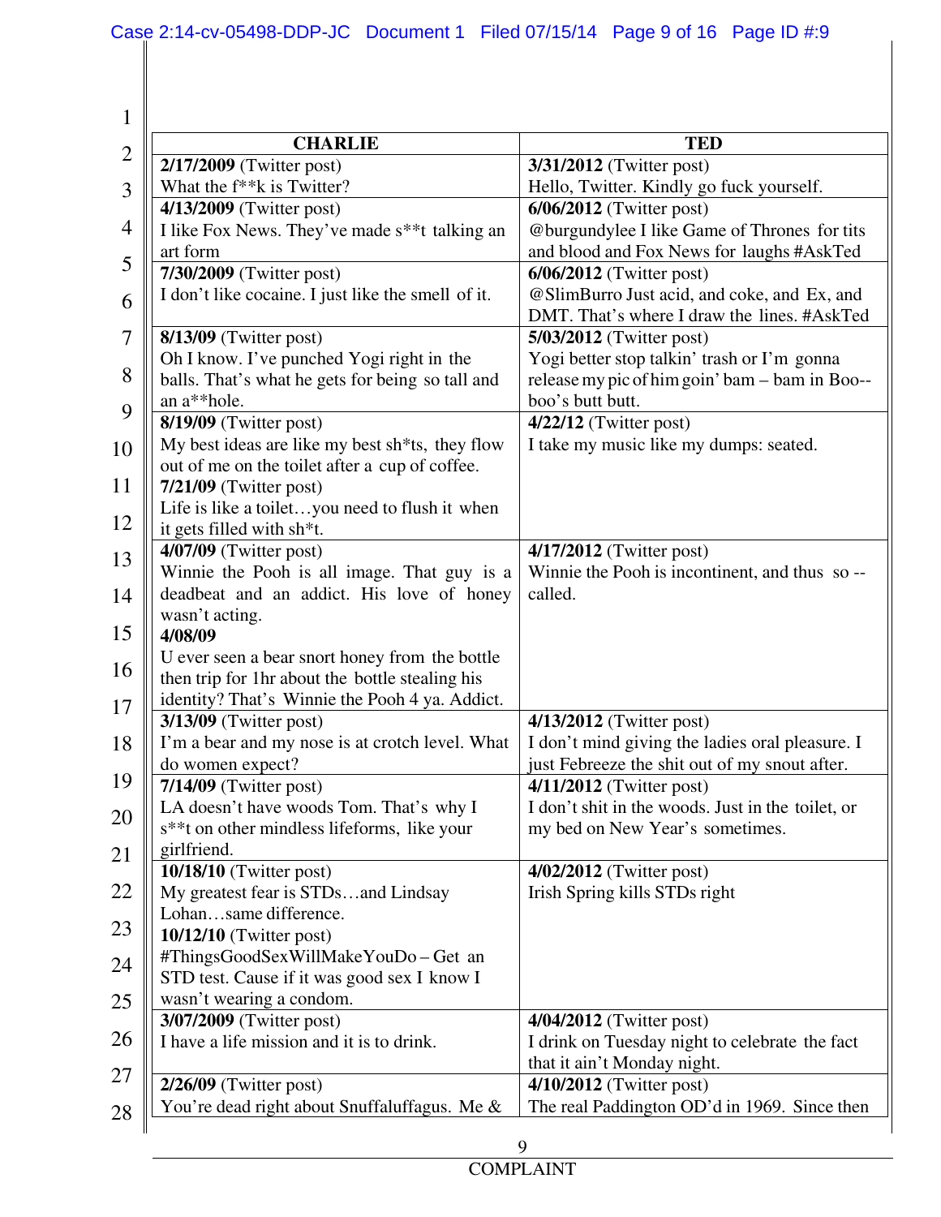| CHARLIE | TED |
|---|---|
| **2/17/2009** (Twitter post)<br>What the f**k is Twitter? | **3/31/2012** (Twitter post)<br>Hello, Twitter. Kindly go fuck yourself. |
| **4/13/2009** (Twitter post)<br>I like Fox News. They've made s**t talking an art form | **6/06/2012** (Twitter post)<br>@burgundylee I like Game of Thrones for tits and blood and Fox News for laughs #AskTed |
| **7/30/2009** (Twitter post)<br>I don't like cocaine. I just like the smell of it. | **6/06/2012** (Twitter post)<br>@SlimBurro Just acid, and coke, and Ex, and DMT. That's where I draw the lines. #AskTed |
| **8/13/09** (Twitter post)<br>Oh I know. I've punched Yogi right in the balls. That's what he gets for being so tall and an a**hole. | **5/03/2012** (Twitter post)<br>Yogi better stop talkin' trash or I'm gonna release my pic of him goin' bam – bam in Boo--boo's butt butt. |
| **8/19/09** (Twitter post)<br>My best ideas are like my best sh*ts, they flow out of me on the toilet after a cup of coffee.<br>**7/21/09** (Twitter post)<br>Life is like a toilet…you need to flush it when it gets filled with sh*t. | **4/22/12** (Twitter post)<br>I take my music like my dumps: seated. |
| **4/07/09** (Twitter post)<br>Winnie the Pooh is all image. That guy is a deadbeat and an addict. His love of honey wasn't acting.<br>**4/08/09**<br>U ever seen a bear snort honey from the bottle then trip for 1hr about the bottle stealing his identity? That's Winnie the Pooh 4 ya. Addict. | **4/17/2012** (Twitter post)<br>Winnie the Pooh is incontinent, and thus so --called. |
| **3/13/09** (Twitter post)<br>I'm a bear and my nose is at crotch level. What do women expect? | **4/13/2012** (Twitter post)<br>I don't mind giving the ladies oral pleasure. I just Febreeze the shit out of my snout after. |
| **7/14/09** (Twitter post)<br>LA doesn't have woods Tom. That's why I s**t on other mindless lifeforms, like your girlfriend. | **4/11/2012** (Twitter post)<br>I don't shit in the woods. Just in the toilet, or my bed on New Year's sometimes. |
| **10/18/10** (Twitter post)<br>My greatest fear is STDs…and Lindsay Lohan…same difference.<br>**10/12/10** (Twitter post)<br>#ThingsGoodSexWillMakeYouDo – Get an STD test. Cause if it was good sex I know I wasn't wearing a condom. | **4/02/2012** (Twitter post)<br>Irish Spring kills STDs right |
| **3/07/2009** (Twitter post)<br>I have a life mission and it is to drink. | **4/04/2012** (Twitter post)<br>I drink on Tuesday night to celebrate the fact that it ain't Monday night. |
| **2/26/09** (Twitter post)<br>You're dead right about Snuffaluffagus. Me & | **4/10/2012** (Twitter post)<br>The real Paddington OD'd in 1969. Since then |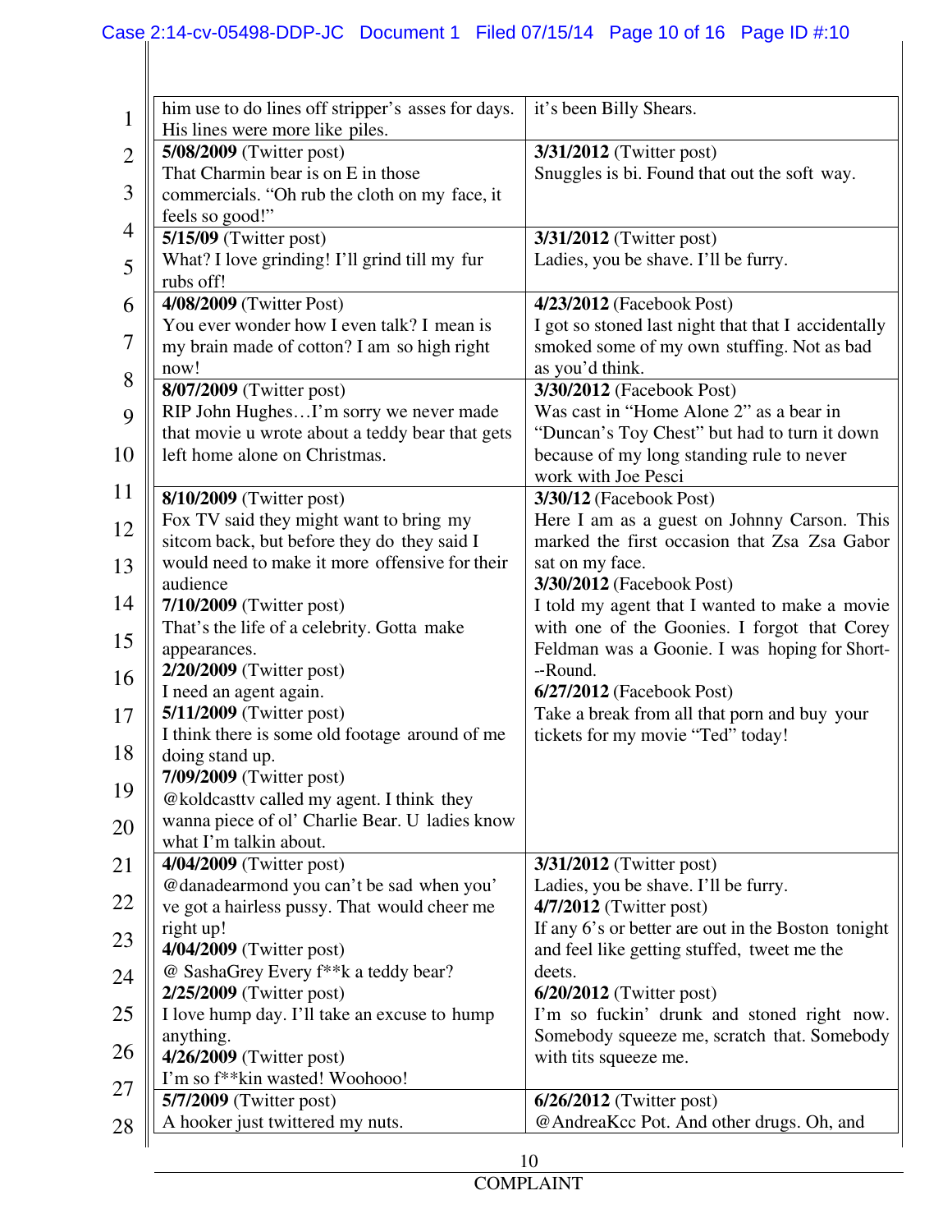| | |
|---|---|
| him use to do lines off stripper's asses for days. His lines were more like piles. | it's been Billy Shears. |
| **5/08/2009** (Twitter post)<br>That Charmin bear is on E in those commercials. "Oh rub the cloth on my face, it feels so good!" | **3/31/2012** (Twitter post)<br>Snuggles is bi. Found that out the soft way. |
| **5/15/09** (Twitter post)<br>What? I love grinding! I'll grind till my fur rubs off! | **3/31/2012** (Twitter post)<br>Ladies, you be shave. I'll be furry. |
| **4/08/2009** (Twitter Post)<br>You ever wonder how I even talk? I mean is my brain made of cotton? I am so high right now! | **4/23/2012** (Facebook Post)<br>I got so stoned last night that that I accidentally smoked some of my own stuffing. Not as bad as you'd think. |
| **8/07/2009** (Twitter post)<br>RIP John Hughes…I'm sorry we never made that movie u wrote about a teddy bear that gets left home alone on Christmas. | **3/30/2012** (Facebook Post)<br>Was cast in "Home Alone 2" as a bear in "Duncan's Toy Chest" but had to turn it down because of my long standing rule to never work with Joe Pesci |
| **8/10/2009** (Twitter post)<br>Fox TV said they might want to bring my sitcom back, but before they do they said I would need to make it more offensive for their audience<br>**7/10/2009** (Twitter post)<br>That's the life of a celebrity. Gotta make appearances.<br>**2/20/2009** (Twitter post)<br>I need an agent again.<br>**5/11/2009** (Twitter post)<br>I think there is some old footage around of me doing stand up.<br>**7/09/2009** (Twitter post)<br>@koldcasttv called my agent. I think they wanna piece of ol' Charlie Bear. U ladies know what I'm talkin about. | **3/30/12** (Facebook Post)<br>Here I am as a guest on Johnny Carson. This marked the first occasion that Zsa Zsa Gabor sat on my face.<br>**3/30/2012** (Facebook Post)<br>I told my agent that I wanted to make a movie with one of the Goonies. I forgot that Corey Feldman was a Goonie. I was hoping for Short--Round.<br>**6/27/2012** (Facebook Post)<br>Take a break from all that porn and buy your tickets for my movie "Ted" today! |
| **4/04/2009** (Twitter post)<br>@danadearmond you can't be sad when you've got a hairless pussy. That would cheer me right up!<br>**4/04/2009** (Twitter post)<br>@ SashaGrey Every f**k a teddy bear?<br>**2/25/2009** (Twitter post)<br>I love hump day. I'll take an excuse to hump anything.<br>**4/26/2009** (Twitter post)<br>I'm so f**kin wasted! Woohooo! | **3/31/2012** (Twitter post)<br>Ladies, you be shave. I'll be furry.<br>**4/7/2012** (Twitter post)<br>If any 6's or better are out in the Boston tonight and feel like getting stuffed, tweet me the deets.<br>**6/20/2012** (Twitter post)<br>I'm so fuckin' drunk and stoned right now. Somebody squeeze me, scratch that. Somebody with tits squeeze me. |
| **5/7/2009** (Twitter post)<br>A hooker just twittered my nuts. | **6/26/2012** (Twitter post)<br>@AndreaKcc Pot. And other drugs. Oh, and |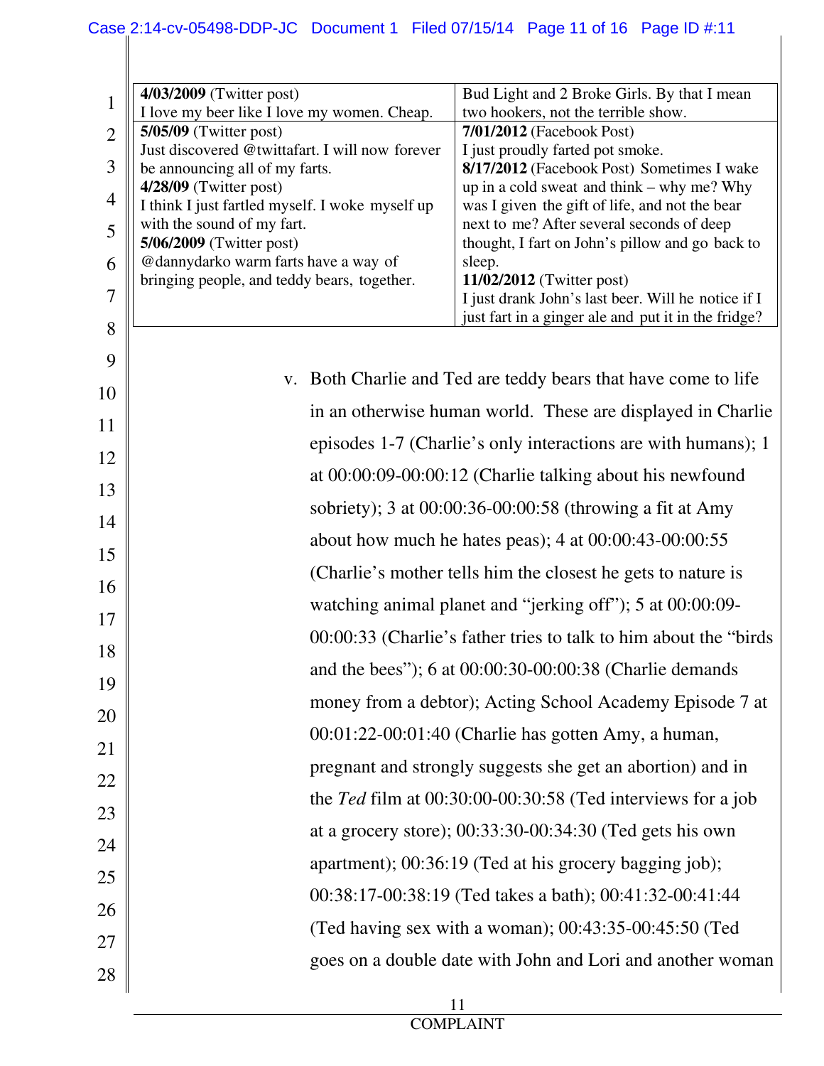| | |
|---|---|
| **4/03/2009** (Twitter post)<br>I love my beer like I love my women. Cheap. | Bud Light and 2 Broke Girls. By that I mean two hookers, not the terrible show. |
| **5/05/09** (Twitter post)<br>Just discovered @twittafart. I will now forever be announcing all of my farts.<br>**4/28/09** (Twitter post)<br>I think I just fartled myself. I woke myself up with the sound of my fart.<br>**5/06/2009** (Twitter post)<br>@dannydarko warm farts have a way of bringing people, and teddy bears, together. | **7/01/2012** (Facebook Post)<br>I just proudly farted pot smoke.<br>**8/17/2012** (Facebook Post) Sometimes I wake up in a cold sweat and think – why me? Why was I given the gift of life, and not the bear next to me? After several seconds of deep thought, I fart on John's pillow and go back to sleep.<br>**11/02/2012** (Twitter post)<br>I just drank John's last beer. Will he notice if I just fart in a ginger ale and put it in the fridge? |

v. Both Charlie and Ted are teddy bears that have come to life in an otherwise human world. These are displayed in Charlie episodes 1-7 (Charlie's only interactions are with humans); 1 at 00:00:09-00:00:12 (Charlie talking about his newfound sobriety); 3 at 00:00:36-00:00:58 (throwing a fit at Amy about how much he hates peas); 4 at 00:00:43-00:00:55 (Charlie's mother tells him the closest he gets to nature is watching animal planet and "jerking off"); 5 at 00:00:09-00:00:33 (Charlie's father tries to talk to him about the "birds and the bees"); 6 at 00:00:30-00:00:38 (Charlie demands money from a debtor); Acting School Academy Episode 7 at 00:01:22-00:01:40 (Charlie has gotten Amy, a human, pregnant and strongly suggests she get an abortion) and in the *Ted* film at 00:30:00-00:30:58 (Ted interviews for a job at a grocery store); 00:33:30-00:34:30 (Ted gets his own apartment); 00:36:19 (Ted at his grocery bagging job); 00:38:17-00:38:19 (Ted takes a bath); 00:41:32-00:41:44 (Ted having sex with a woman); 00:43:35-00:45:50 (Ted goes on a double date with John and Lori and another woman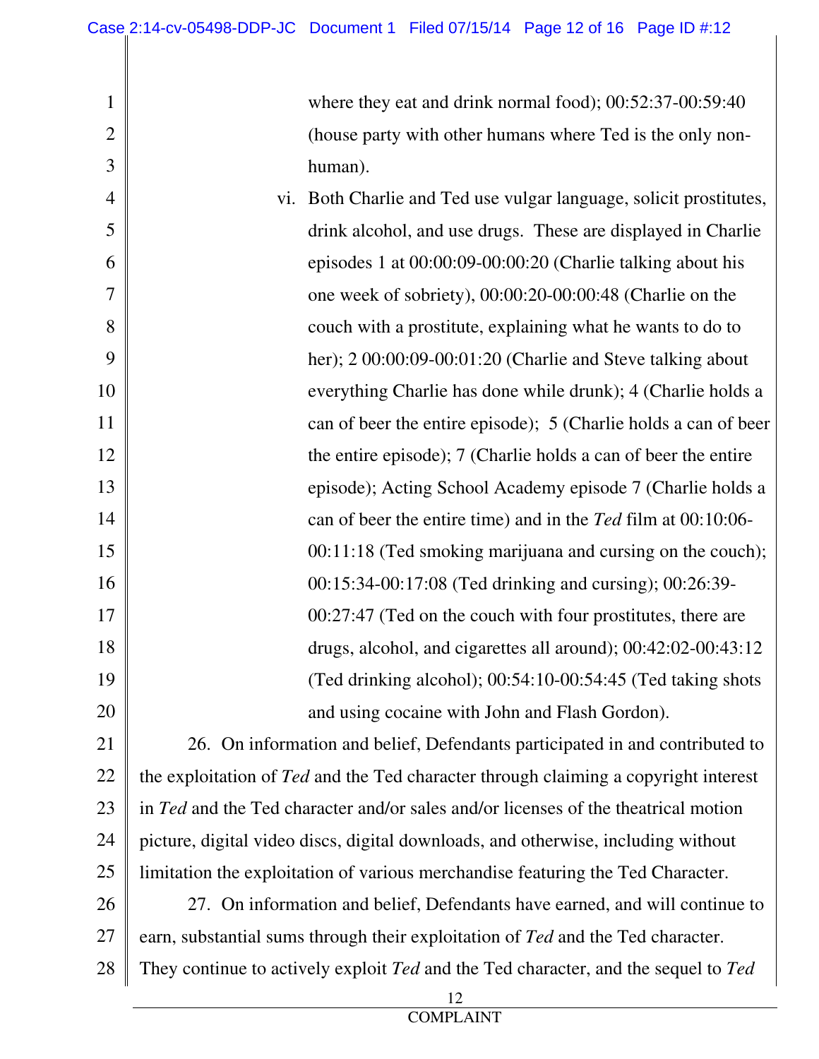where they eat and drink normal food); 00:52:37-00:59:40 (house party with other humans where Ted is the only non-human).

vi. Both Charlie and Ted use vulgar language, solicit prostitutes, drink alcohol, and use drugs. These are displayed in Charlie episodes 1 at 00:00:09-00:00:20 (Charlie talking about his one week of sobriety), 00:00:20-00:00:48 (Charlie on the couch with a prostitute, explaining what he wants to do to her); 2 00:00:09-00:01:20 (Charlie and Steve talking about everything Charlie has done while drunk); 4 (Charlie holds a can of beer the entire episode); 5 (Charlie holds a can of beer the entire episode); 7 (Charlie holds a can of beer the entire episode); Acting School Academy episode 7 (Charlie holds a can of beer the entire time) and in the *Ted* film at 00:10:06-00:11:18 (Ted smoking marijuana and cursing on the couch); 00:15:34-00:17:08 (Ted drinking and cursing); 00:26:39-00:27:47 (Ted on the couch with four prostitutes, there are drugs, alcohol, and cigarettes all around); 00:42:02-00:43:12 (Ted drinking alcohol); 00:54:10-00:54:45 (Ted taking shots and using cocaine with John and Flash Gordon).

26. On information and belief, Defendants participated in and contributed to the exploitation of *Ted* and the Ted character through claiming a copyright interest in *Ted* and the Ted character and/or sales and/or licenses of the theatrical motion picture, digital video discs, digital downloads, and otherwise, including without limitation the exploitation of various merchandise featuring the Ted Character.

27. On information and belief, Defendants have earned, and will continue to earn, substantial sums through their exploitation of *Ted* and the Ted character. They continue to actively exploit *Ted* and the Ted character, and the sequel to *Ted*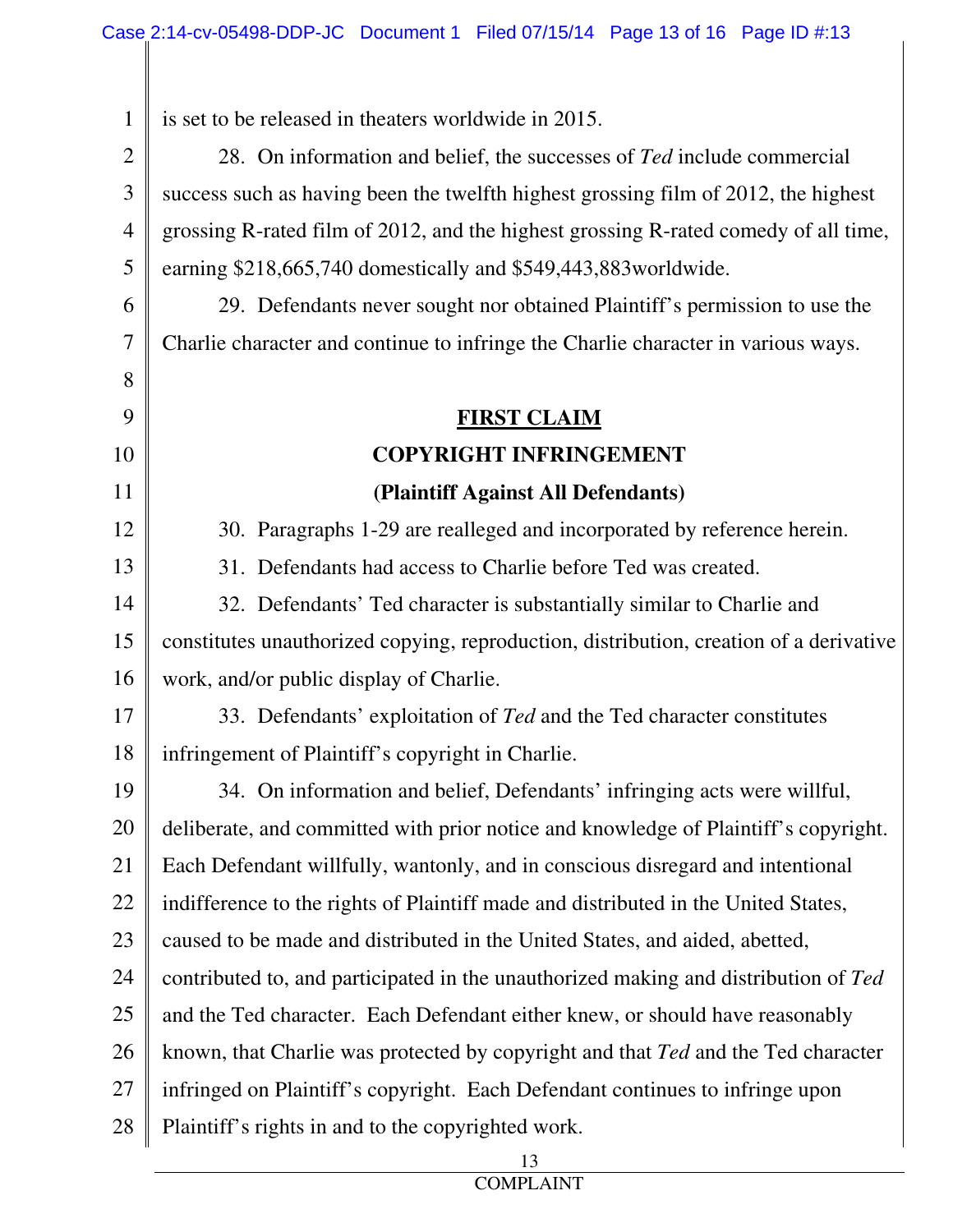is set to be released in theaters worldwide in 2015.

28. On information and belief, the successes of *Ted* include commercial success such as having been the twelfth highest grossing film of 2012, the highest grossing R-rated film of 2012, and the highest grossing R-rated comedy of all time, earning $218,665,740 domestically and $549,443,883worldwide.

29. Defendants never sought nor obtained Plaintiff's permission to use the Charlie character and continue to infringe the Charlie character in various ways.

## FIRST CLAIM

## COPYRIGHT INFRINGEMENT

## (Plaintiff Against All Defendants)

30. Paragraphs 1-29 are realleged and incorporated by reference herein.

31. Defendants had access to Charlie before Ted was created.

32. Defendants' Ted character is substantially similar to Charlie and constitutes unauthorized copying, reproduction, distribution, creation of a derivative work, and/or public display of Charlie.

33. Defendants' exploitation of *Ted* and the Ted character constitutes infringement of Plaintiff's copyright in Charlie.

34. On information and belief, Defendants' infringing acts were willful, deliberate, and committed with prior notice and knowledge of Plaintiff's copyright. Each Defendant willfully, wantonly, and in conscious disregard and intentional indifference to the rights of Plaintiff made and distributed in the United States, caused to be made and distributed in the United States, and aided, abetted, contributed to, and participated in the unauthorized making and distribution of *Ted* and the Ted character. Each Defendant either knew, or should have reasonably known, that Charlie was protected by copyright and that *Ted* and the Ted character infringed on Plaintiff's copyright. Each Defendant continues to infringe upon Plaintiff's rights in and to the copyrighted work.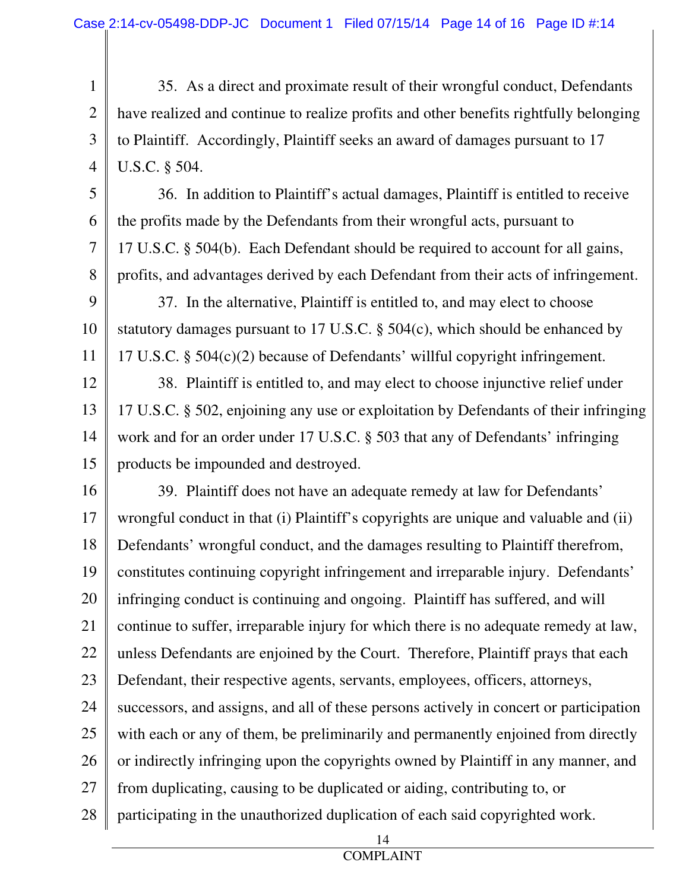35. As a direct and proximate result of their wrongful conduct, Defendants have realized and continue to realize profits and other benefits rightfully belonging to Plaintiff. Accordingly, Plaintiff seeks an award of damages pursuant to 17 U.S.C. § 504.

36. In addition to Plaintiff's actual damages, Plaintiff is entitled to receive the profits made by the Defendants from their wrongful acts, pursuant to 17 U.S.C. § 504(b). Each Defendant should be required to account for all gains, profits, and advantages derived by each Defendant from their acts of infringement.

37. In the alternative, Plaintiff is entitled to, and may elect to choose statutory damages pursuant to 17 U.S.C. § 504(c), which should be enhanced by 17 U.S.C. § 504(c)(2) because of Defendants' willful copyright infringement.

38. Plaintiff is entitled to, and may elect to choose injunctive relief under 17 U.S.C. § 502, enjoining any use or exploitation by Defendants of their infringing work and for an order under 17 U.S.C. § 503 that any of Defendants' infringing products be impounded and destroyed.

39. Plaintiff does not have an adequate remedy at law for Defendants' wrongful conduct in that (i) Plaintiff's copyrights are unique and valuable and (ii) Defendants' wrongful conduct, and the damages resulting to Plaintiff therefrom, constitutes continuing copyright infringement and irreparable injury. Defendants' infringing conduct is continuing and ongoing. Plaintiff has suffered, and will continue to suffer, irreparable injury for which there is no adequate remedy at law, unless Defendants are enjoined by the Court. Therefore, Plaintiff prays that each Defendant, their respective agents, servants, employees, officers, attorneys, successors, and assigns, and all of these persons actively in concert or participation with each or any of them, be preliminarily and permanently enjoined from directly or indirectly infringing upon the copyrights owned by Plaintiff in any manner, and from duplicating, causing to be duplicated or aiding, contributing to, or participating in the unauthorized duplication of each said copyrighted work.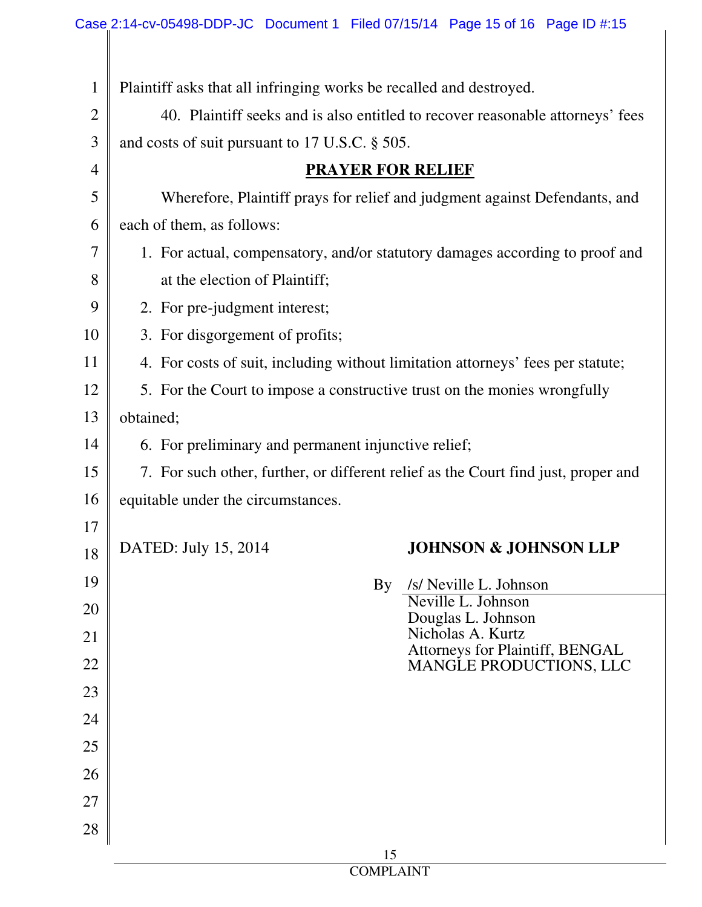Plaintiff asks that all infringing works be recalled and destroyed.

40. Plaintiff seeks and is also entitled to recover reasonable attorneys' fees and costs of suit pursuant to 17 U.S.C. § 505.

**PRAYER FOR RELIEF**

Wherefore, Plaintiff prays for relief and judgment against Defendants, and each of them, as follows:

1. For actual, compensatory, and/or statutory damages according to proof and at the election of Plaintiff;
2. For pre-judgment interest;
3. For disgorgement of profits;
4. For costs of suit, including without limitation attorneys' fees per statute;
5. For the Court to impose a constructive trust on the monies wrongfully obtained;
6. For preliminary and permanent injunctive relief;
7. For such other, further, or different relief as the Court find just, proper and equitable under the circumstances.

DATED: July 15, 2014

**JOHNSON & JOHNSON LLP**

By /s/ Neville L. Johnson
Neville L. Johnson
Douglas L. Johnson
Nicholas A. Kurtz
Attorneys for Plaintiff, BENGAL MANGLE PRODUCTIONS, LLC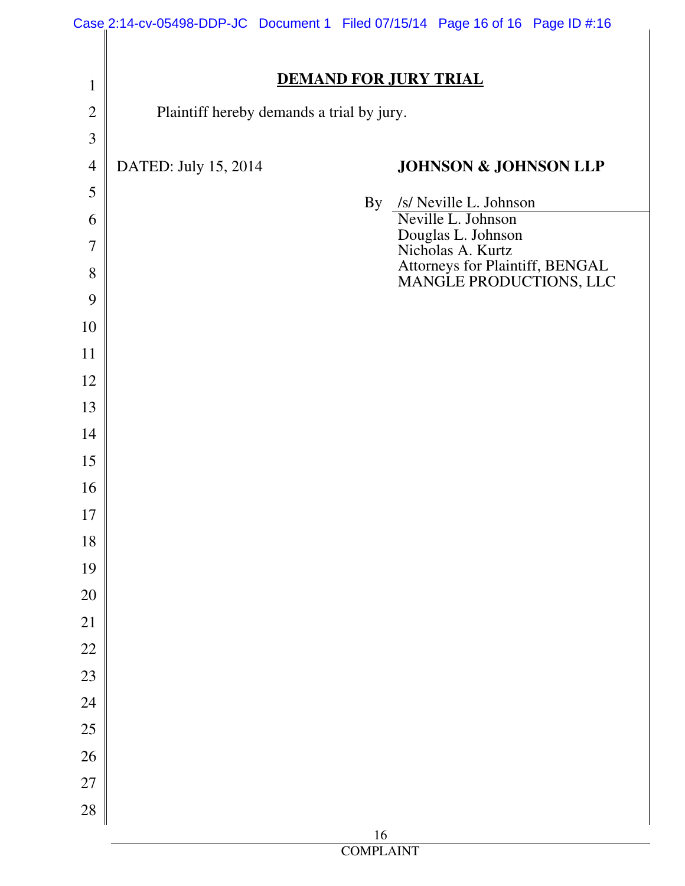## DEMAND FOR JURY TRIAL

Plaintiff hereby demands a trial by jury.

DATED: July 15, 2014

**JOHNSON & JOHNSON LLP**

By /s/ Neville L. Johnson
Neville L. Johnson
Douglas L. Johnson
Nicholas A. Kurtz
Attorneys for Plaintiff, BENGAL MANGLE PRODUCTIONS, LLC